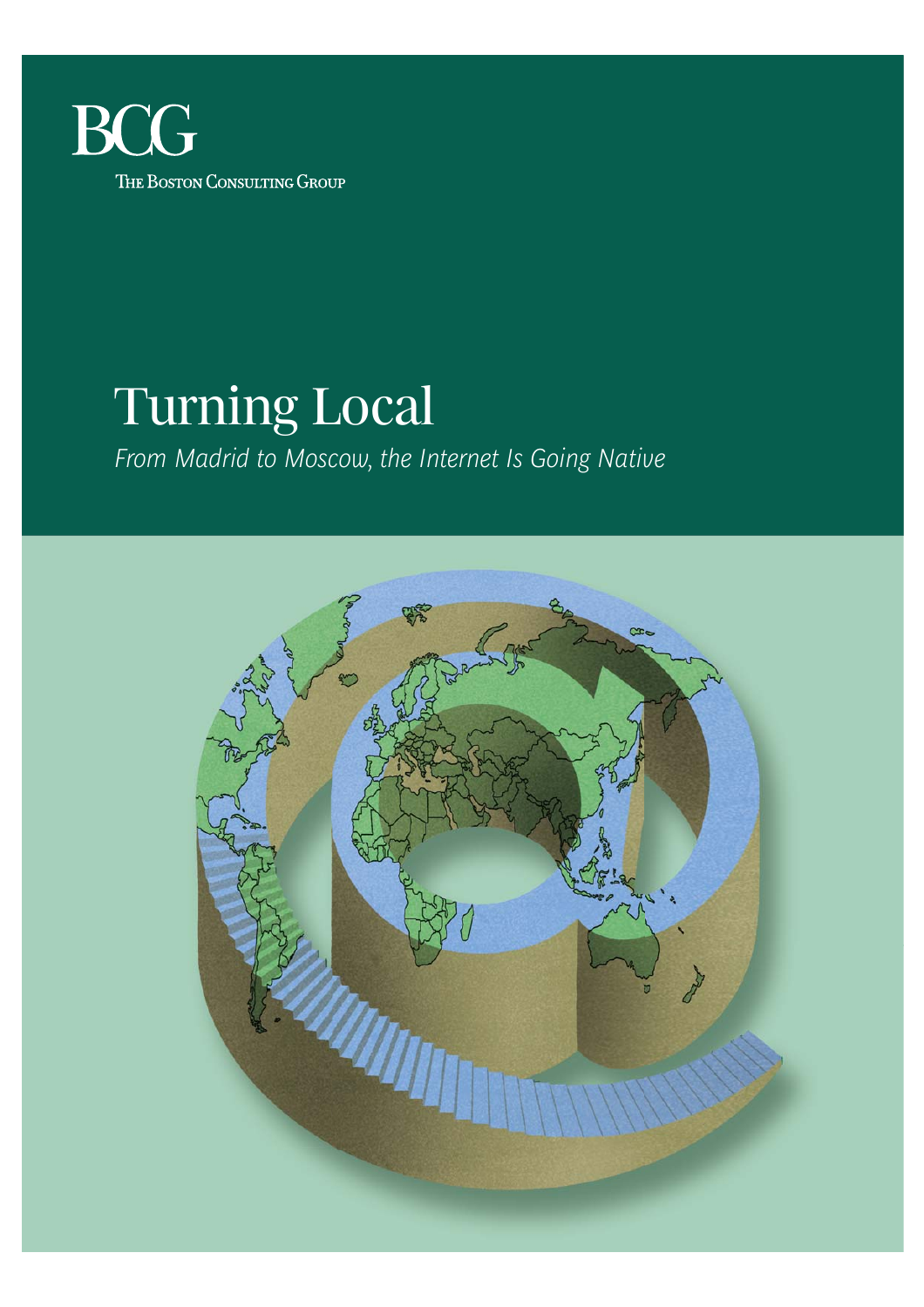BCG

The Boston Consulting Group

# Turning Local

*From Madrid to Moscow, the Internet Is Going Native*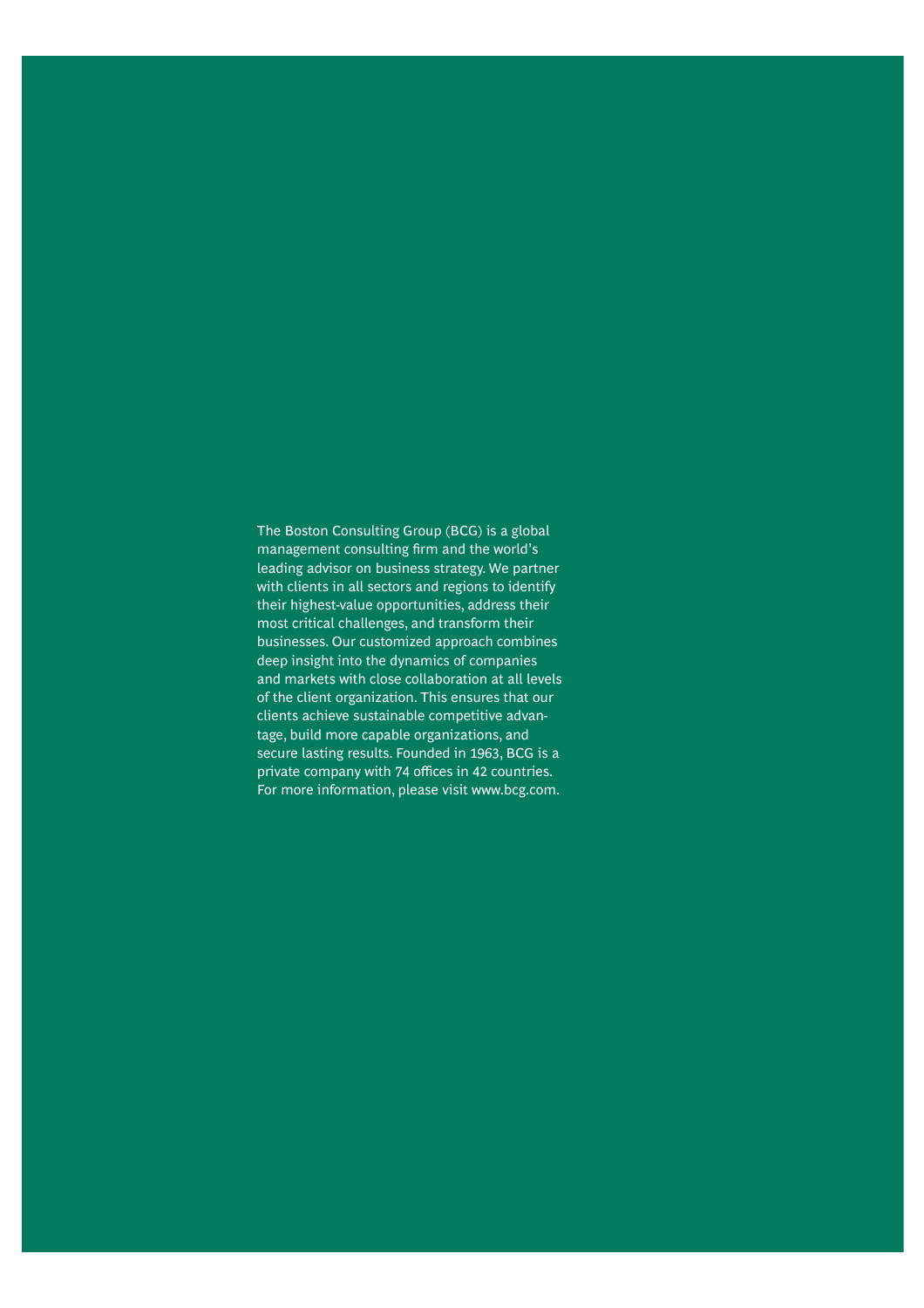The Boston Consulting Group (BCG) is a global management consulting firm and the world's leading advisor on business strategy. We partner with clients in all sectors and regions to identify their highest-value opportunities, address their most critical challenges, and transform their businesses. Our customized approach combines deep insight into the dynamics of companies and markets with close collaboration at all levels of the client organization. This ensures that our clients achieve sustainable competitive advantage, build more capable organizations, and secure lasting results. Founded in 1963, BCG is a private company with 74 offices in 42 countries. For more information, please visit www.bcg.com.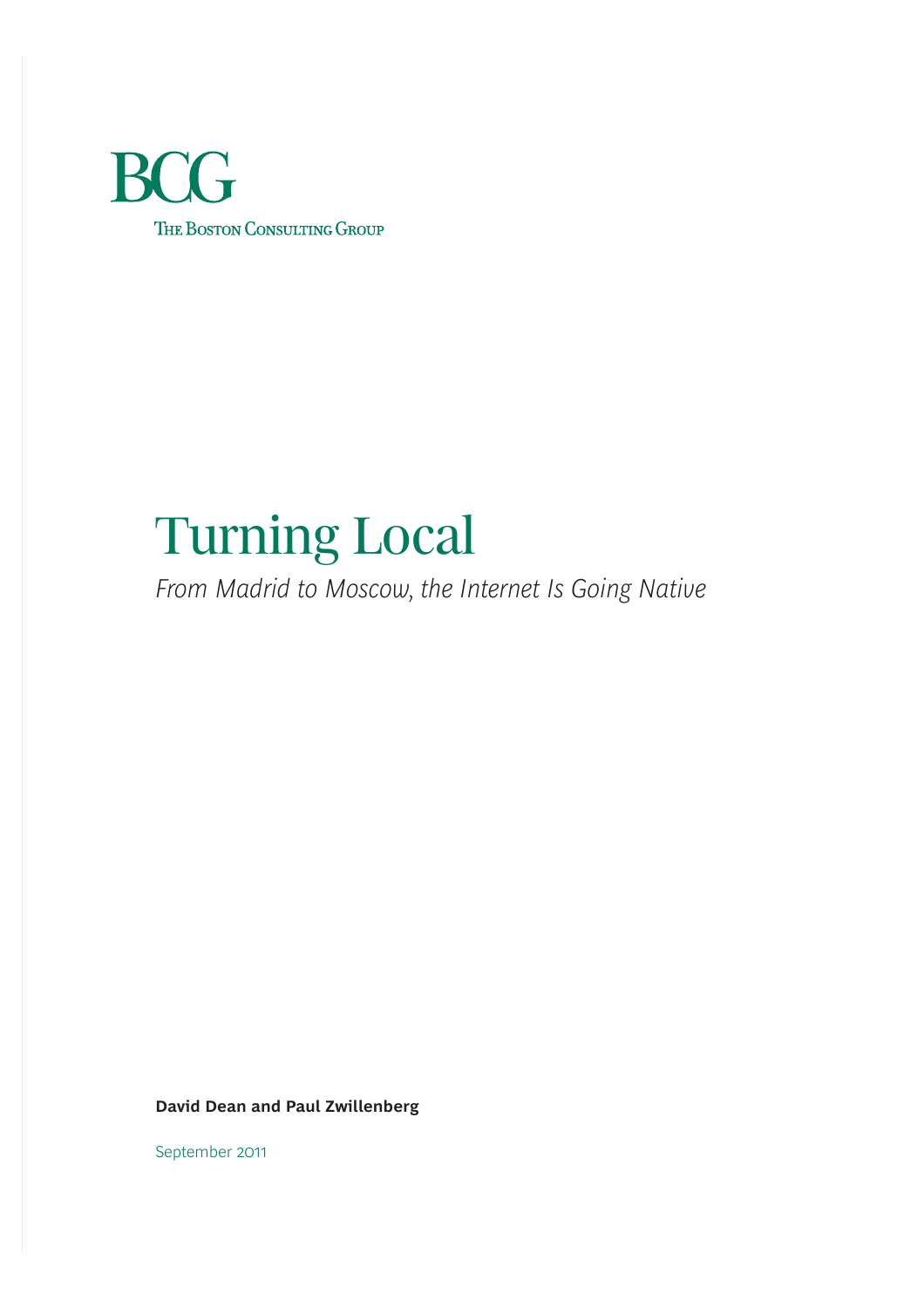BCG

The Boston Consulting Group

# Turning Local

*From Madrid to Moscow, the Internet Is Going Native*

**David Dean and Paul Zwillenberg**

September 2011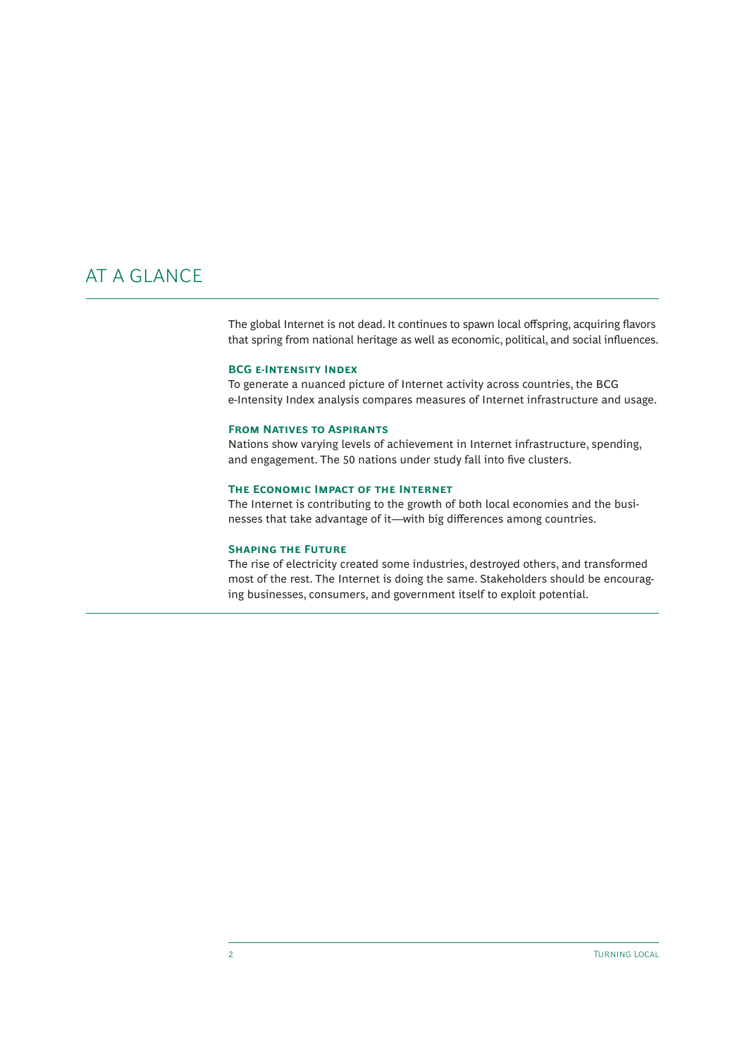# AT A GLANCE

The global Internet is not dead. It continues to spawn local offspring, acquiring flavors that spring from national heritage as well as economic, political, and social influences.

### BCG e-Intensity Index

To generate a nuanced picture of Internet activity across countries, the BCG e-Intensity Index analysis compares measures of Internet infrastructure and usage.

### From Natives to Aspirants

Nations show varying levels of achievement in Internet infrastructure, spending, and engagement. The 50 nations under study fall into five clusters.

### The Economic Impact of the Internet

The Internet is contributing to the growth of both local economies and the businesses that take advantage of it—with big differences among countries.

### Shaping the Future

The rise of electricity created some industries, destroyed others, and transformed most of the rest. The Internet is doing the same. Stakeholders should be encouraging businesses, consumers, and government itself to exploit potential.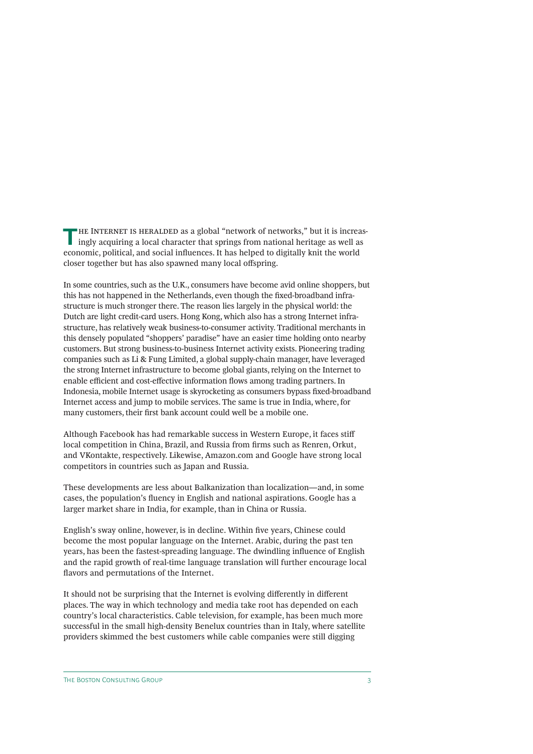The Internet is heralded as a global "network of networks," but it is increasingly acquiring a local character that springs from national heritage as well as economic, political, and social influences. It has helped to digitally knit the world closer together but has also spawned many local offspring.

In some countries, such as the U.K., consumers have become avid online shoppers, but this has not happened in the Netherlands, even though the fixed-broadband infrastructure is much stronger there. The reason lies largely in the physical world: the Dutch are light credit-card users. Hong Kong, which also has a strong Internet infrastructure, has relatively weak business-to-consumer activity. Traditional merchants in this densely populated "shoppers' paradise" have an easier time holding onto nearby customers. But strong business-to-business Internet activity exists. Pioneering trading companies such as Li & Fung Limited, a global supply-chain manager, have leveraged the strong Internet infrastructure to become global giants, relying on the Internet to enable efficient and cost-effective information flows among trading partners. In Indonesia, mobile Internet usage is skyrocketing as consumers bypass fixed-broadband Internet access and jump to mobile services. The same is true in India, where, for many customers, their first bank account could well be a mobile one.

Although Facebook has had remarkable success in Western Europe, it faces stiff local competition in China, Brazil, and Russia from firms such as Renren, Orkut, and VKontakte, respectively. Likewise, Amazon.com and Google have strong local competitors in countries such as Japan and Russia.

These developments are less about Balkanization than localization—and, in some cases, the population's fluency in English and national aspirations. Google has a larger market share in India, for example, than in China or Russia.

English's sway online, however, is in decline. Within five years, Chinese could become the most popular language on the Internet. Arabic, during the past ten years, has been the fastest-spreading language. The dwindling influence of English and the rapid growth of real-time language translation will further encourage local flavors and permutations of the Internet.

It should not be surprising that the Internet is evolving differently in different places. The way in which technology and media take root has depended on each country's local characteristics. Cable television, for example, has been much more successful in the small high-density Benelux countries than in Italy, where satellite providers skimmed the best customers while cable companies were still digging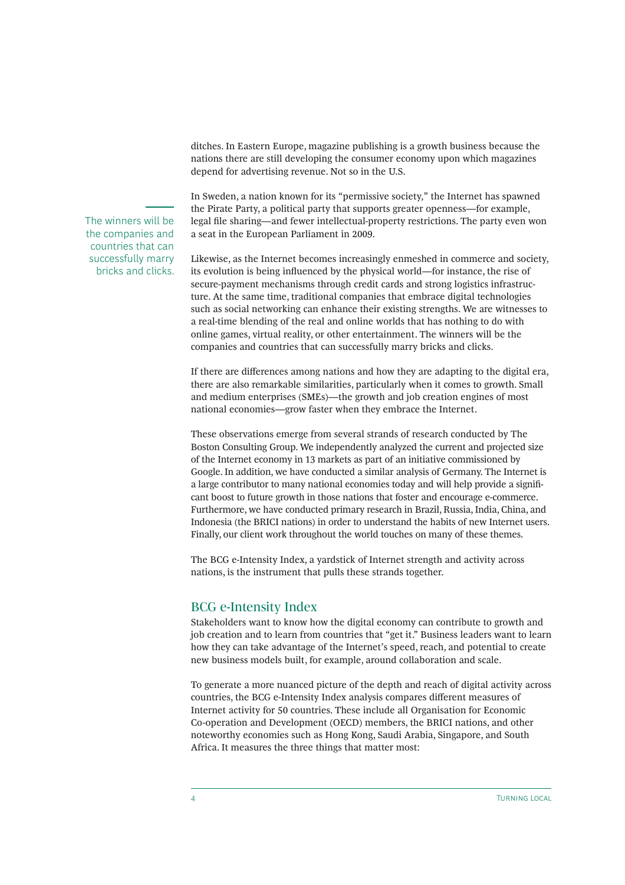ditches. In Eastern Europe, magazine publishing is a growth business because the nations there are still developing the consumer economy upon which magazines depend for advertising revenue. Not so in the U.S.

In Sweden, a nation known for its "permissive society," the Internet has spawned the Pirate Party, a political party that supports greater openness—for example, legal file sharing—and fewer intellectual-property restrictions. The party even won a seat in the European Parliament in 2009.

> The winners will be the companies and countries that can successfully marry bricks and clicks.

Likewise, as the Internet becomes increasingly enmeshed in commerce and society, its evolution is being influenced by the physical world—for instance, the rise of secure-payment mechanisms through credit cards and strong logistics infrastructure. At the same time, traditional companies that embrace digital technologies such as social networking can enhance their existing strengths. We are witnesses to a real-time blending of the real and online worlds that has nothing to do with online games, virtual reality, or other entertainment. The winners will be the companies and countries that can successfully marry bricks and clicks.

If there are differences among nations and how they are adapting to the digital era, there are also remarkable similarities, particularly when it comes to growth. Small and medium enterprises (SMEs)—the growth and job creation engines of most national economies—grow faster when they embrace the Internet.

These observations emerge from several strands of research conducted by The Boston Consulting Group. We independently analyzed the current and projected size of the Internet economy in 13 markets as part of an initiative commissioned by Google. In addition, we have conducted a similar analysis of Germany. The Internet is a large contributor to many national economies today and will help provide a significant boost to future growth in those nations that foster and encourage e-commerce. Furthermore, we have conducted primary research in Brazil, Russia, India, China, and Indonesia (the BRICI nations) in order to understand the habits of new Internet users. Finally, our client work throughout the world touches on many of these themes.

The BCG e-Intensity Index, a yardstick of Internet strength and activity across nations, is the instrument that pulls these strands together.

## BCG e-Intensity Index

Stakeholders want to know how the digital economy can contribute to growth and job creation and to learn from countries that "get it." Business leaders want to learn how they can take advantage of the Internet's speed, reach, and potential to create new business models built, for example, around collaboration and scale.

To generate a more nuanced picture of the depth and reach of digital activity across countries, the BCG e-Intensity Index analysis compares different measures of Internet activity for 50 countries. These include all Organisation for Economic Co-operation and Development (OECD) members, the BRICI nations, and other noteworthy economies such as Hong Kong, Saudi Arabia, Singapore, and South Africa. It measures the three things that matter most: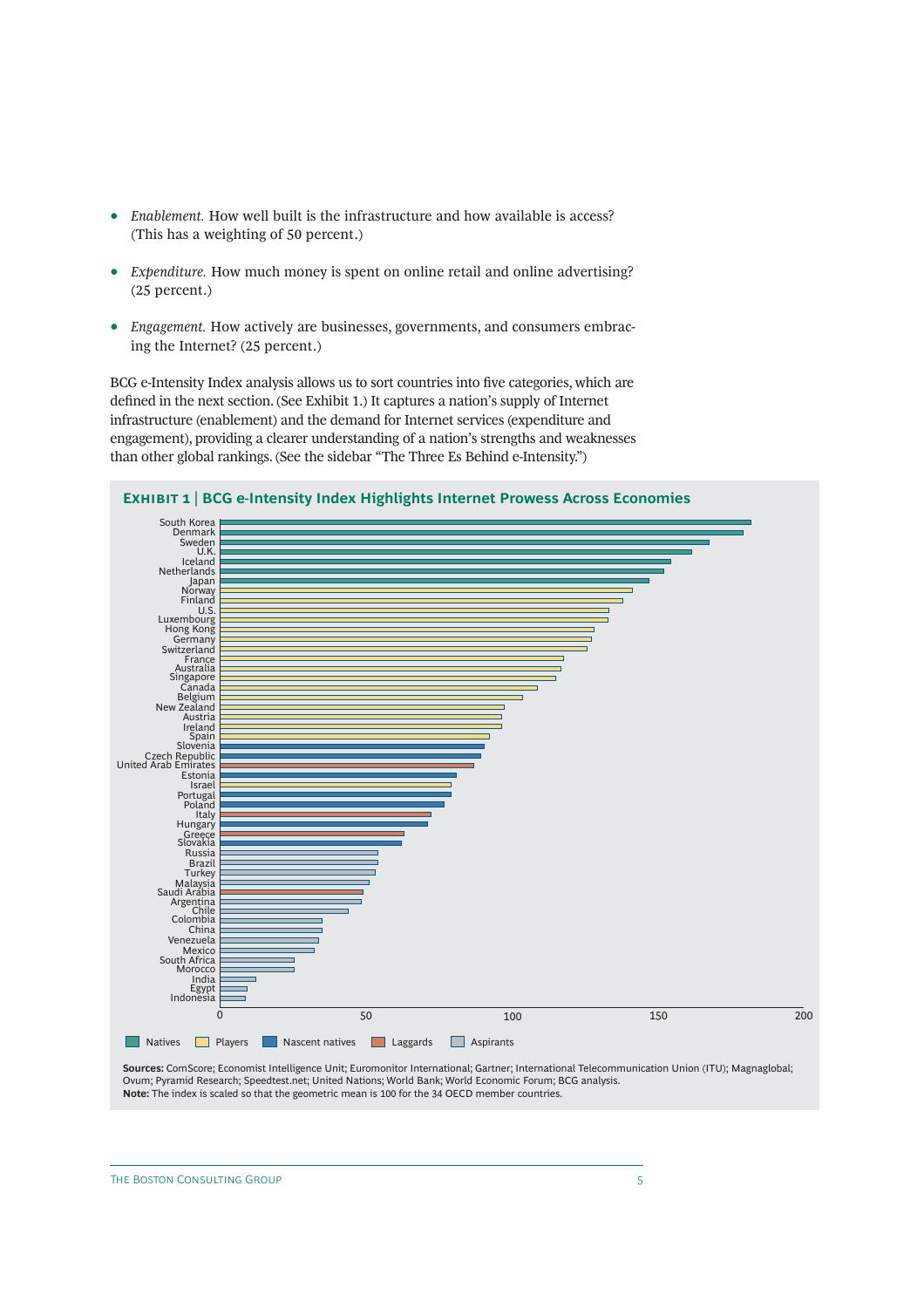- *Enablement.* How well built is the infrastructure and how available is access? (This has a weighting of 50 percent.)
- *Expenditure.* How much money is spent on online retail and online advertising? (25 percent.)
- *Engagement.* How actively are businesses, governments, and consumers embracing the Internet? (25 percent.)

BCG e-Intensity Index analysis allows us to sort countries into five categories, which are defined in the next section. (See Exhibit 1.) It captures a nation's supply of Internet infrastructure (enablement) and the demand for Internet services (expenditure and engagement), providing a clearer understanding of a nation's strengths and weaknesses than other global rankings. (See the sidebar "The Three Es Behind e-Intensity.")

**EXHIBIT 1 | BCG e-Intensity Index Highlights Internet Prowess Across Economies**

South Korea, Denmark, Sweden, U.K., Iceland, Netherlands, Japan, Norway, Finland, U.S., Luxembourg, Hong Kong, Germany, Switzerland, France, Australia, Singapore, Canada, Belgium, New Zealand, Austria, Ireland, Spain, Slovenia, Czech Republic, United Arab Emirates, Estonia, Israel, Portugal, Poland, Italy, Hungary, Greece, Slovakia, Russia, Brazil, Turkey, Malaysia, Saudi Arabia, Argentina, Chile, Colombia, China, Venezuela, Mexico, South Africa, Morocco, India, Egypt, Indonesia

0 50 100 150 200

Natives Players Nascent natives Laggards Aspirants

**Sources:** ComScore; Economist Intelligence Unit; Euromonitor International; Gartner; International Telecommunication Union (ITU); Magnaglobal; Ovum; Pyramid Research; Speedtest.net; United Nations; World Bank; World Economic Forum; BCG analysis.
**Note:** The index is scaled so that the geometric mean is 100 for the 34 OECD member countries.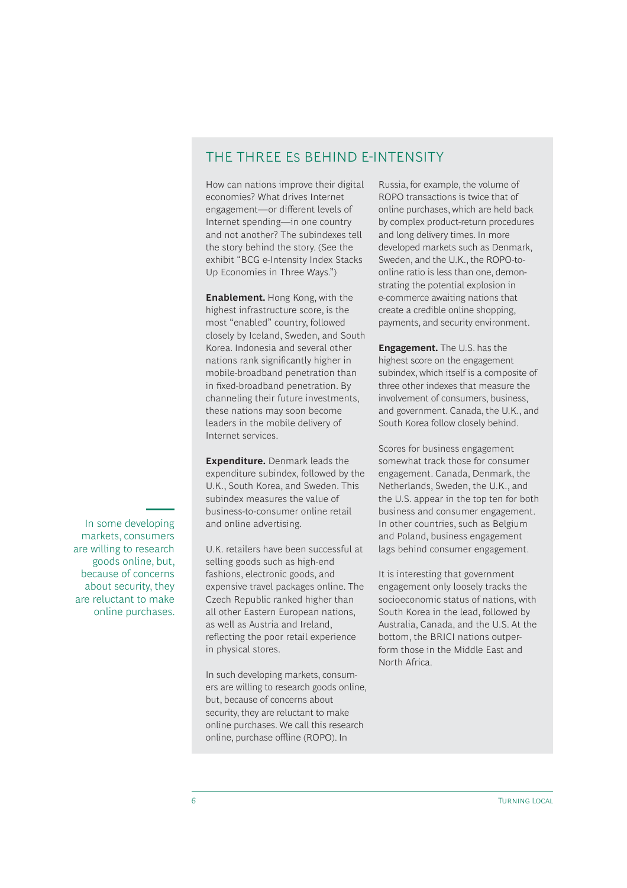> In some developing markets, consumers are willing to research goods online, but, because of concerns about security, they are reluctant to make online purchases.

## THE THREE Es BEHIND E-INTENSITY

How can nations improve their digital economies? What drives Internet engagement—or different levels of Internet spending—in one country and not another? The subindexes tell the story behind the story. (See the exhibit "BCG e-Intensity Index Stacks Up Economies in Three Ways.")

**Enablement.** Hong Kong, with the highest infrastructure score, is the most "enabled" country, followed closely by Iceland, Sweden, and South Korea. Indonesia and several other nations rank significantly higher in mobile-broadband penetration than in fixed-broadband penetration. By channeling their future investments, these nations may soon become leaders in the mobile delivery of Internet services.

**Expenditure.** Denmark leads the expenditure subindex, followed by the U.K., South Korea, and Sweden. This subindex measures the value of business-to-consumer online retail and online advertising.

U.K. retailers have been successful at selling goods such as high-end fashions, electronic goods, and expensive travel packages online. The Czech Republic ranked higher than all other Eastern European nations, as well as Austria and Ireland, reflecting the poor retail experience in physical stores.

In such developing markets, consumers are willing to research goods online, but, because of concerns about security, they are reluctant to make online purchases. We call this research online, purchase offline (ROPO). In Russia, for example, the volume of ROPO transactions is twice that of online purchases, which are held back by complex product-return procedures and long delivery times. In more developed markets such as Denmark, Sweden, and the U.K., the ROPO-to-online ratio is less than one, demonstrating the potential explosion in e-commerce awaiting nations that create a credible online shopping, payments, and security environment.

**Engagement.** The U.S. has the highest score on the engagement subindex, which itself is a composite of three other indexes that measure the involvement of consumers, business, and government. Canada, the U.K., and South Korea follow closely behind.

Scores for business engagement somewhat track those for consumer engagement. Canada, Denmark, the Netherlands, Sweden, the U.K., and the U.S. appear in the top ten for both business and consumer engagement. In other countries, such as Belgium and Poland, business engagement lags behind consumer engagement.

It is interesting that government engagement only loosely tracks the socioeconomic status of nations, with South Korea in the lead, followed by Australia, Canada, and the U.S. At the bottom, the BRICI nations outperform those in the Middle East and North Africa.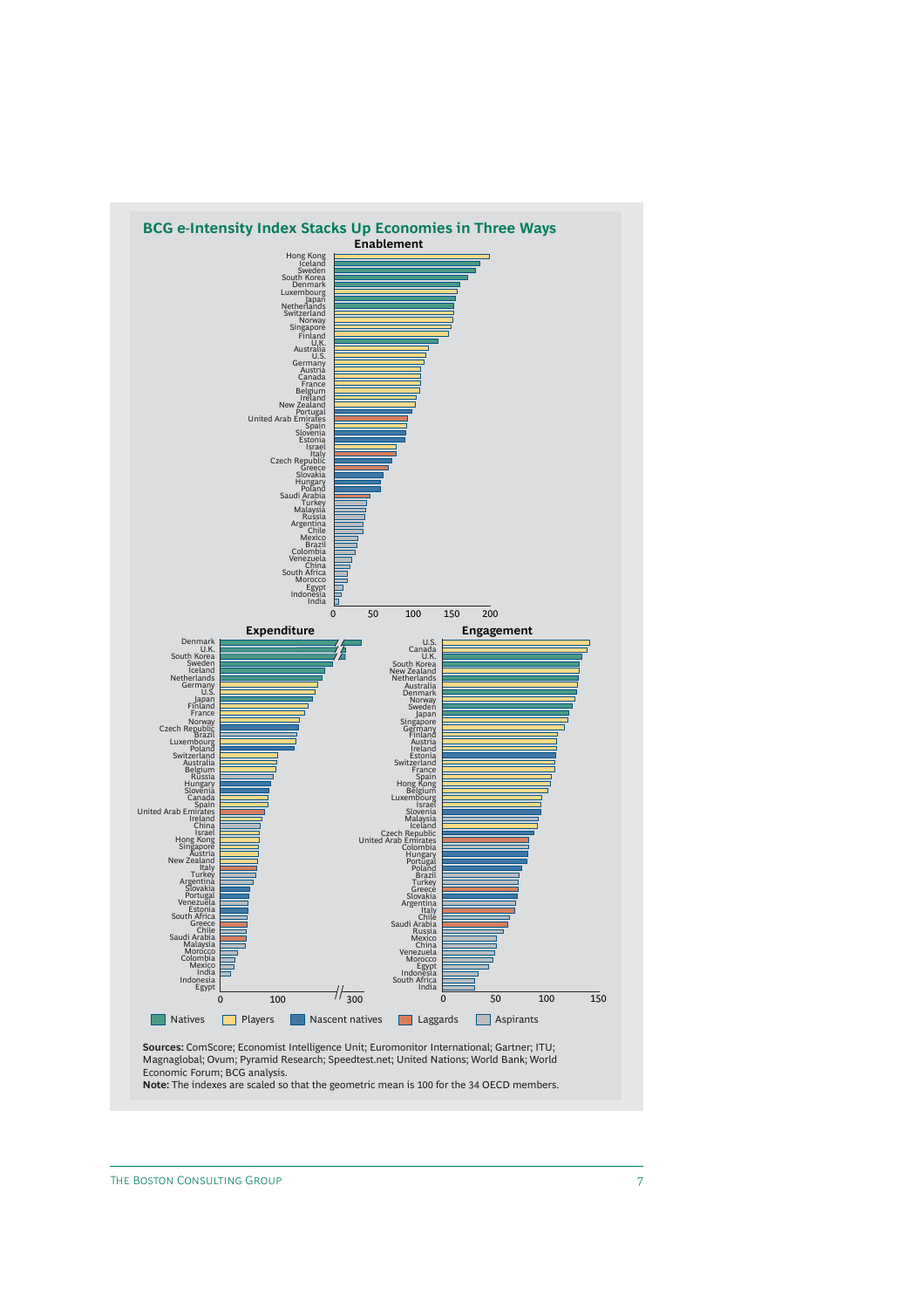## BCG e-Intensity Index Stacks Up Economies in Three Ways

### Enablement

Hong Kong, Iceland, Sweden, South Korea, Denmark, Luxembourg, Japan, Netherlands, Switzerland, Norway, Singapore, Finland, U.K., Australia, U.S., Germany, Austria, Canada, France, Belgium, Ireland, New Zealand, Portugal, United Arab Emirates, Spain, Slovenia, Estonia, Israel, Italy, Czech Republic, Greece, Slovakia, Hungary, Poland, Saudi Arabia, Turkey, Malaysia, Russia, Argentina, Chile, Mexico, Brazil, Colombia, Venezuela, China, South Africa, Morocco, Egypt, Indonesia, India

0 50 100 150 200

### Expenditure

Denmark, U.K., South Korea, Sweden, Iceland, Netherlands, Germany, U.S., Japan, Finland, France, Norway, Czech Republic, Brazil, Luxembourg, Poland, Switzerland, Australia, Belgium, Russia, Hungary, Slovenia, Canada, Spain, United Arab Emirates, Ireland, China, Israel, Hong Kong, Singapore, Austria, New Zealand, Italy, Turkey, Argentina, Slovakia, Portugal, Venezuela, Estonia, South Africa, Greece, Chile, Saudi Arabia, Malaysia, Morocco, Colombia, Mexico, India, Indonesia, Egypt

0 100 // 300

### Engagement

U.S., Canada, U.K., South Korea, New Zealand, Netherlands, Australia, Denmark, Norway, Sweden, Japan, Singapore, Germany, Finland, Austria, Ireland, Estonia, Switzerland, France, Spain, Hong Kong, Belgium, Luxembourg, Israel, Slovenia, Malaysia, Iceland, Czech Republic, United Arab Emirates, Colombia, Hungary, Portugal, Poland, Brazil, Turkey, Greece, Slovakia, Argentina, Italy, Chile, Saudi Arabia, Russia, Mexico, China, Venezuela, Morocco, Egypt, Indonesia, South Africa, India

0 50 100 150

Natives | Players | Nascent natives | Laggards | Aspirants

**Sources:** ComScore; Economist Intelligence Unit; Euromonitor International; Gartner; ITU; Magnaglobal; Ovum; Pyramid Research; Speedtest.net; United Nations; World Bank; World Economic Forum; BCG analysis.
**Note:** The indexes are scaled so that the geometric mean is 100 for the 34 OECD members.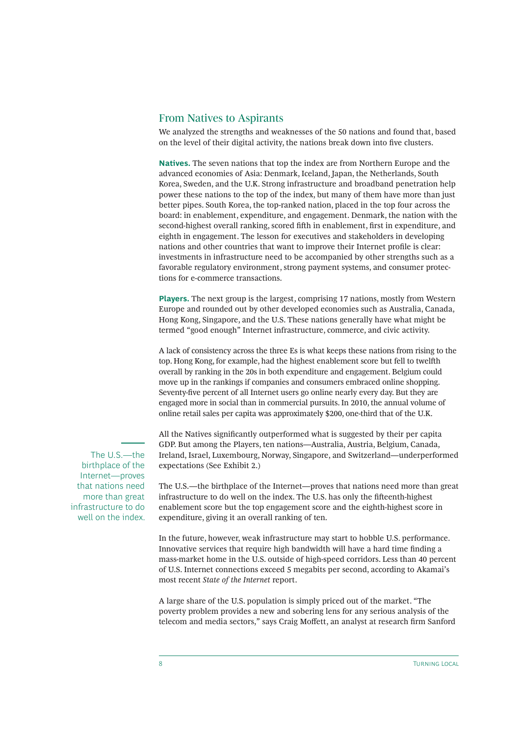## From Natives to Aspirants

We analyzed the strengths and weaknesses of the 50 nations and found that, based on the level of their digital activity, the nations break down into five clusters.

**Natives.** The seven nations that top the index are from Northern Europe and the advanced economies of Asia: Denmark, Iceland, Japan, the Netherlands, South Korea, Sweden, and the U.K. Strong infrastructure and broadband penetration help power these nations to the top of the index, but many of them have more than just better pipes. South Korea, the top-ranked nation, placed in the top four across the board: in enablement, expenditure, and engagement. Denmark, the nation with the second-highest overall ranking, scored fifth in enablement, first in expenditure, and eighth in engagement. The lesson for executives and stakeholders in developing nations and other countries that want to improve their Internet profile is clear: investments in infrastructure need to be accompanied by other strengths such as a favorable regulatory environment, strong payment systems, and consumer protections for e-commerce transactions.

**Players.** The next group is the largest, comprising 17 nations, mostly from Western Europe and rounded out by other developed economies such as Australia, Canada, Hong Kong, Singapore, and the U.S. These nations generally have what might be termed "good enough" Internet infrastructure, commerce, and civic activity.

A lack of consistency across the three Es is what keeps these nations from rising to the top. Hong Kong, for example, had the highest enablement score but fell to twelfth overall by ranking in the 20s in both expenditure and engagement. Belgium could move up in the rankings if companies and consumers embraced online shopping. Seventy-five percent of all Internet users go online nearly every day. But they are engaged more in social than in commercial pursuits. In 2010, the annual volume of online retail sales per capita was approximately $200, one-third that of the U.K.

All the Natives significantly outperformed what is suggested by their per capita GDP. But among the Players, ten nations—Australia, Austria, Belgium, Canada, Ireland, Israel, Luxembourg, Norway, Singapore, and Switzerland—underperformed expectations (See Exhibit 2.)

> The U.S.—the birthplace of the Internet—proves that nations need more than great infrastructure to do well on the index.

The U.S.—the birthplace of the Internet—proves that nations need more than great infrastructure to do well on the index. The U.S. has only the fifteenth-highest enablement score but the top engagement score and the eighth-highest score in expenditure, giving it an overall ranking of ten.

In the future, however, weak infrastructure may start to hobble U.S. performance. Innovative services that require high bandwidth will have a hard time finding a mass-market home in the U.S. outside of high-speed corridors. Less than 40 percent of U.S. Internet connections exceed 5 megabits per second, according to Akamai's most recent *State of the Internet* report.

A large share of the U.S. population is simply priced out of the market. "The poverty problem provides a new and sobering lens for any serious analysis of the telecom and media sectors," says Craig Moffett, an analyst at research firm Sanford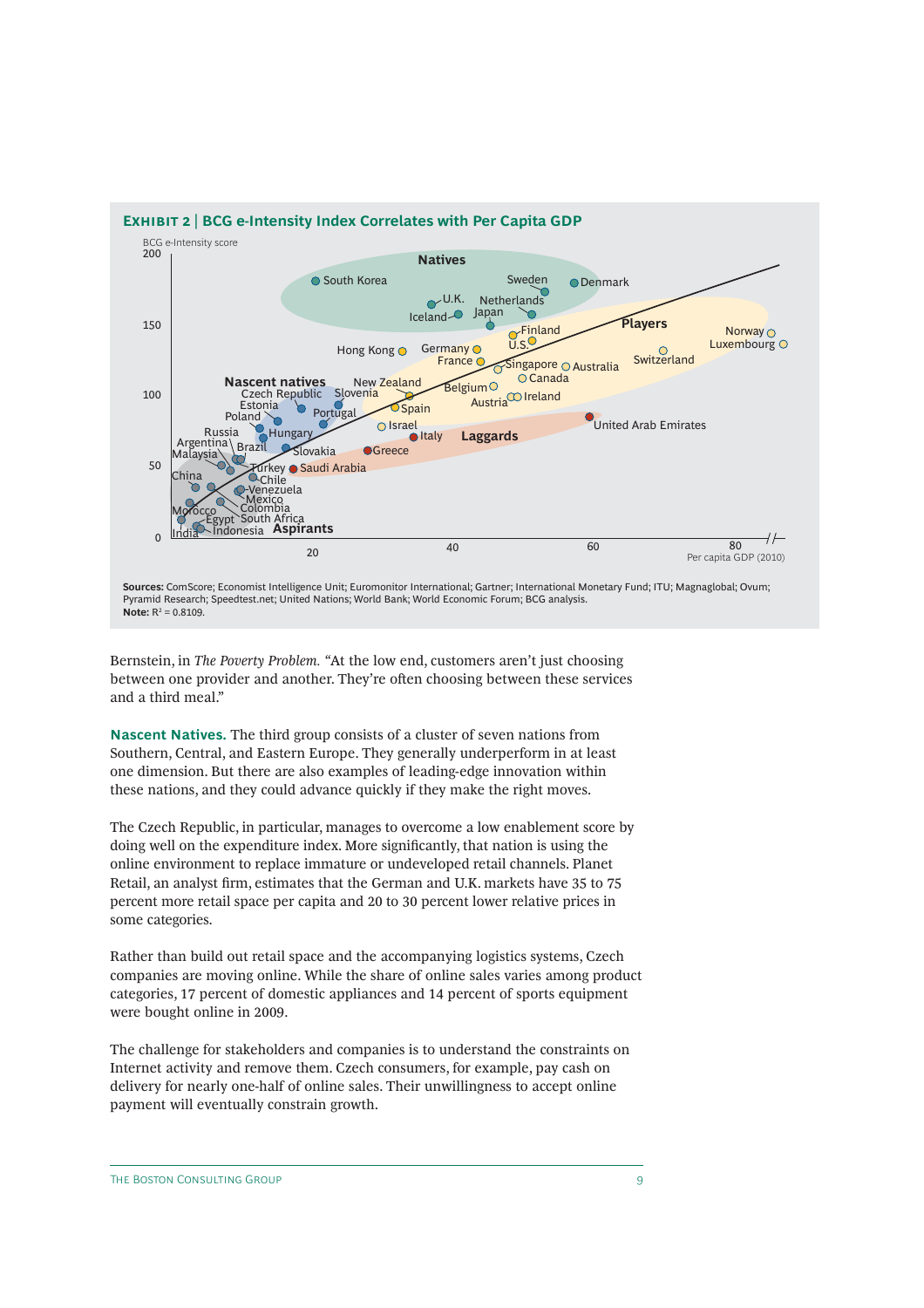**EXHIBIT 2 | BCG e-Intensity Index Correlates with Per Capita GDP**

BCG e-Intensity score

Natives: South Korea, Sweden, Denmark, U.K., Netherlands, Iceland, Japan

Players: Finland, U.S., Norway, Luxembourg, Hong Kong, Germany, France, Singapore, Australia, Switzerland, Canada, Belgium, Austria, Ireland, New Zealand, Spain, Israel

Nascent natives: Czech Republic, Slovenia, Estonia, Portugal, Poland, Hungary, Slovakia

Laggards: Italy, Greece, Saudi Arabia, United Arab Emirates

Aspirants: Russia, Argentina, Malaysia, Brazil, Turkey, China, Chile, Venezuela, Mexico, Colombia, Morocco, Egypt, South Africa, India, Indonesia

Per capita GDP (2010)

**Sources:** ComScore; Economist Intelligence Unit; Euromonitor International; Gartner; International Monetary Fund; ITU; Magnaglobal; Ovum; Pyramid Research; Speedtest.net; United Nations; World Bank; World Economic Forum; BCG analysis.
**Note:** $R^2$ = 0.8109.

Bernstein, in *The Poverty Problem.* "At the low end, customers aren't just choosing between one provider and another. They're often choosing between these services and a third meal."

**Nascent Natives.** The third group consists of a cluster of seven nations from Southern, Central, and Eastern Europe. They generally underperform in at least one dimension. But there are also examples of leading-edge innovation within these nations, and they could advance quickly if they make the right moves.

The Czech Republic, in particular, manages to overcome a low enablement score by doing well on the expenditure index. More significantly, that nation is using the online environment to replace immature or undeveloped retail channels. Planet Retail, an analyst firm, estimates that the German and U.K. markets have 35 to 75 percent more retail space per capita and 20 to 30 percent lower relative prices in some categories.

Rather than build out retail space and the accompanying logistics systems, Czech companies are moving online. While the share of online sales varies among product categories, 17 percent of domestic appliances and 14 percent of sports equipment were bought online in 2009.

The challenge for stakeholders and companies is to understand the constraints on Internet activity and remove them. Czech consumers, for example, pay cash on delivery for nearly one-half of online sales. Their unwillingness to accept online payment will eventually constrain growth.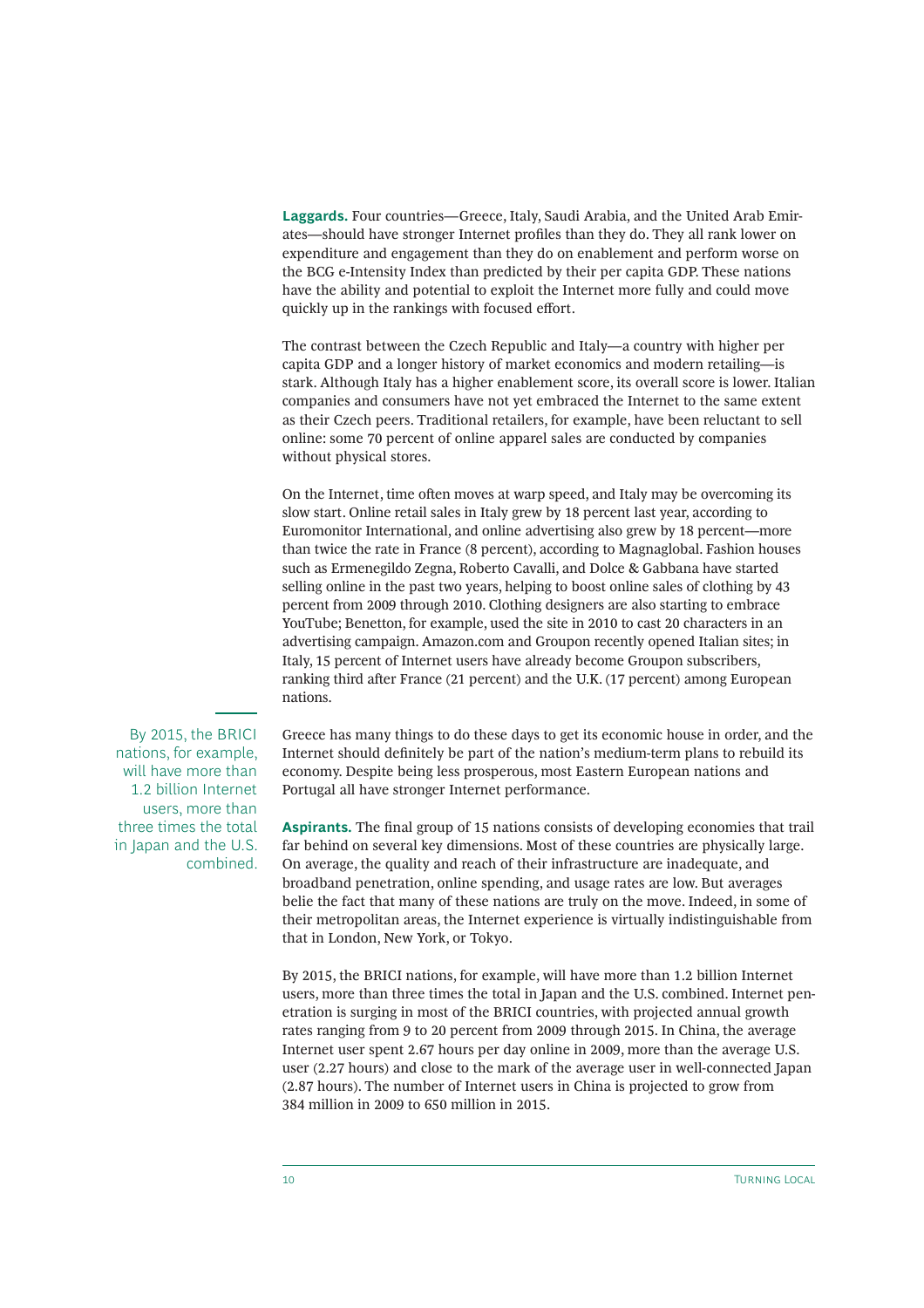**Laggards.** Four countries—Greece, Italy, Saudi Arabia, and the United Arab Emirates—should have stronger Internet profiles than they do. They all rank lower on expenditure and engagement than they do on enablement and perform worse on the BCG e-Intensity Index than predicted by their per capita GDP. These nations have the ability and potential to exploit the Internet more fully and could move quickly up in the rankings with focused effort.

The contrast between the Czech Republic and Italy—a country with higher per capita GDP and a longer history of market economics and modern retailing—is stark. Although Italy has a higher enablement score, its overall score is lower. Italian companies and consumers have not yet embraced the Internet to the same extent as their Czech peers. Traditional retailers, for example, have been reluctant to sell online: some 70 percent of online apparel sales are conducted by companies without physical stores.

On the Internet, time often moves at warp speed, and Italy may be overcoming its slow start. Online retail sales in Italy grew by 18 percent last year, according to Euromonitor International, and online advertising also grew by 18 percent—more than twice the rate in France (8 percent), according to Magnaglobal. Fashion houses such as Ermenegildo Zegna, Roberto Cavalli, and Dolce & Gabbana have started selling online in the past two years, helping to boost online sales of clothing by 43 percent from 2009 through 2010. Clothing designers are also starting to embrace YouTube; Benetton, for example, used the site in 2010 to cast 20 characters in an advertising campaign. Amazon.com and Groupon recently opened Italian sites; in Italy, 15 percent of Internet users have already become Groupon subscribers, ranking third after France (21 percent) and the U.K. (17 percent) among European nations.

Greece has many things to do these days to get its economic house in order, and the Internet should definitely be part of the nation's medium-term plans to rebuild its economy. Despite being less prosperous, most Eastern European nations and Portugal all have stronger Internet performance.

> By 2015, the BRICI nations, for example, will have more than 1.2 billion Internet users, more than three times the total in Japan and the U.S. combined.

**Aspirants.** The final group of 15 nations consists of developing economies that trail far behind on several key dimensions. Most of these countries are physically large. On average, the quality and reach of their infrastructure are inadequate, and broadband penetration, online spending, and usage rates are low. But averages belie the fact that many of these nations are truly on the move. Indeed, in some of their metropolitan areas, the Internet experience is virtually indistinguishable from that in London, New York, or Tokyo.

By 2015, the BRICI nations, for example, will have more than 1.2 billion Internet users, more than three times the total in Japan and the U.S. combined. Internet penetration is surging in most of the BRICI countries, with projected annual growth rates ranging from 9 to 20 percent from 2009 through 2015. In China, the average Internet user spent 2.67 hours per day online in 2009, more than the average U.S. user (2.27 hours) and close to the mark of the average user in well-connected Japan (2.87 hours). The number of Internet users in China is projected to grow from 384 million in 2009 to 650 million in 2015.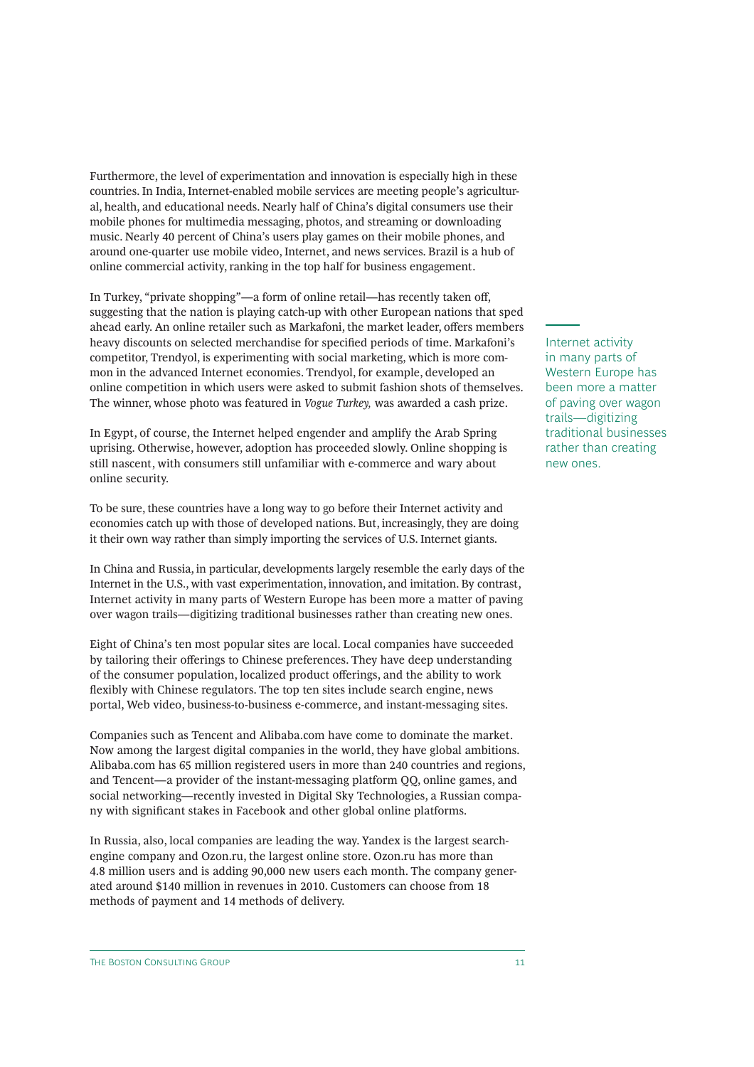Furthermore, the level of experimentation and innovation is especially high in these countries. In India, Internet-enabled mobile services are meeting people's agricultural, health, and educational needs. Nearly half of China's digital consumers use their mobile phones for multimedia messaging, photos, and streaming or downloading music. Nearly 40 percent of China's users play games on their mobile phones, and around one-quarter use mobile video, Internet, and news services. Brazil is a hub of online commercial activity, ranking in the top half for business engagement.

In Turkey, "private shopping"—a form of online retail—has recently taken off, suggesting that the nation is playing catch-up with other European nations that sped ahead early. An online retailer such as Markafoni, the market leader, offers members heavy discounts on selected merchandise for specified periods of time. Markafoni's competitor, Trendyol, is experimenting with social marketing, which is more common in the advanced Internet economies. Trendyol, for example, developed an online competition in which users were asked to submit fashion shots of themselves. The winner, whose photo was featured in *Vogue Turkey,* was awarded a cash prize.

In Egypt, of course, the Internet helped engender and amplify the Arab Spring uprising. Otherwise, however, adoption has proceeded slowly. Online shopping is still nascent, with consumers still unfamiliar with e-commerce and wary about online security.

To be sure, these countries have a long way to go before their Internet activity and economies catch up with those of developed nations. But, increasingly, they are doing it their own way rather than simply importing the services of U.S. Internet giants.

In China and Russia, in particular, developments largely resemble the early days of the Internet in the U.S., with vast experimentation, innovation, and imitation. By contrast, Internet activity in many parts of Western Europe has been more a matter of paving over wagon trails—digitizing traditional businesses rather than creating new ones.

> Internet activity in many parts of Western Europe has been more a matter of paving over wagon trails—digitizing traditional businesses rather than creating new ones.

Eight of China's ten most popular sites are local. Local companies have succeeded by tailoring their offerings to Chinese preferences. They have deep understanding of the consumer population, localized product offerings, and the ability to work flexibly with Chinese regulators. The top ten sites include search engine, news portal, Web video, business-to-business e-commerce, and instant-messaging sites.

Companies such as Tencent and Alibaba.com have come to dominate the market. Now among the largest digital companies in the world, they have global ambitions. Alibaba.com has 65 million registered users in more than 240 countries and regions, and Tencent—a provider of the instant-messaging platform QQ, online games, and social networking—recently invested in Digital Sky Technologies, a Russian company with significant stakes in Facebook and other global online platforms.

In Russia, also, local companies are leading the way. Yandex is the largest search-engine company and Ozon.ru, the largest online store. Ozon.ru has more than 4.8 million users and is adding 90,000 new users each month. The company generated around $140 million in revenues in 2010. Customers can choose from 18 methods of payment and 14 methods of delivery.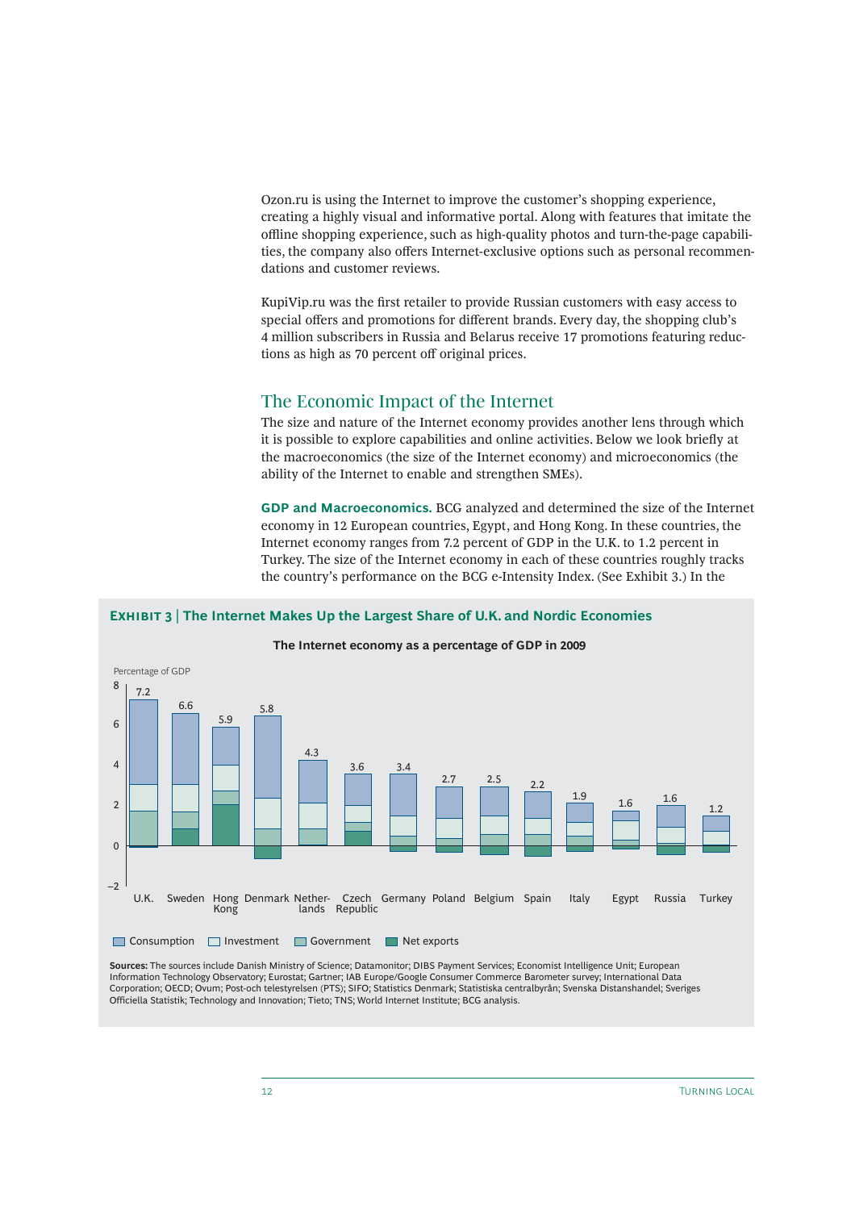Ozon.ru is using the Internet to improve the customer's shopping experience, creating a highly visual and informative portal. Along with features that imitate the offline shopping experience, such as high-quality photos and turn-the-page capabilities, the company also offers Internet-exclusive options such as personal recommendations and customer reviews.

KupiVip.ru was the first retailer to provide Russian customers with easy access to special offers and promotions for different brands. Every day, the shopping club's 4 million subscribers in Russia and Belarus receive 17 promotions featuring reductions as high as 70 percent off original prices.

## The Economic Impact of the Internet

The size and nature of the Internet economy provides another lens through which it is possible to explore capabilities and online activities. Below we look briefly at the macroeconomics (the size of the Internet economy) and microeconomics (the ability of the Internet to enable and strengthen SMEs).

**GDP and Macroeconomics.** BCG analyzed and determined the size of the Internet economy in 12 European countries, Egypt, and Hong Kong. In these countries, the Internet economy ranges from 7.2 percent of GDP in the U.K. to 1.2 percent in Turkey. The size of the Internet economy in each of these countries roughly tracks the country's performance on the BCG e-Intensity Index. (See Exhibit 3.) In the

**Exhibit 3 | The Internet Makes Up the Largest Share of U.K. and Nordic Economies**

**The Internet economy as a percentage of GDP in 2009**

| Country | Percentage of GDP |
|---|---|
| U.K. | 7.2 |
| Sweden | 6.6 |
| Hong Kong | 5.9 |
| Denmark | 5.8 |
| Netherlands | 4.3 |
| Czech Republic | 3.6 |
| Germany | 3.4 |
| Poland | 2.7 |
| Belgium | 2.5 |
| Spain | 2.2 |
| Italy | 1.9 |
| Egypt | 1.6 |
| Russia | 1.6 |
| Turkey | 1.2 |

Consumption · Investment · Government · Net exports

**Sources:** The sources include Danish Ministry of Science; Datamonitor; DIBS Payment Services; Economist Intelligence Unit; European Information Technology Observatory; Eurostat; Gartner; IAB Europe/Google Consumer Commerce Barometer survey; International Data Corporation; OECD; Ovum; Post-och telestyrelsen (PTS); SIFO; Statistics Denmark; Statistiska centralbyrån; Svenska Distanshandel; Sveriges Officiella Statistik; Technology and Innovation; Tieto; TNS; World Internet Institute; BCG analysis.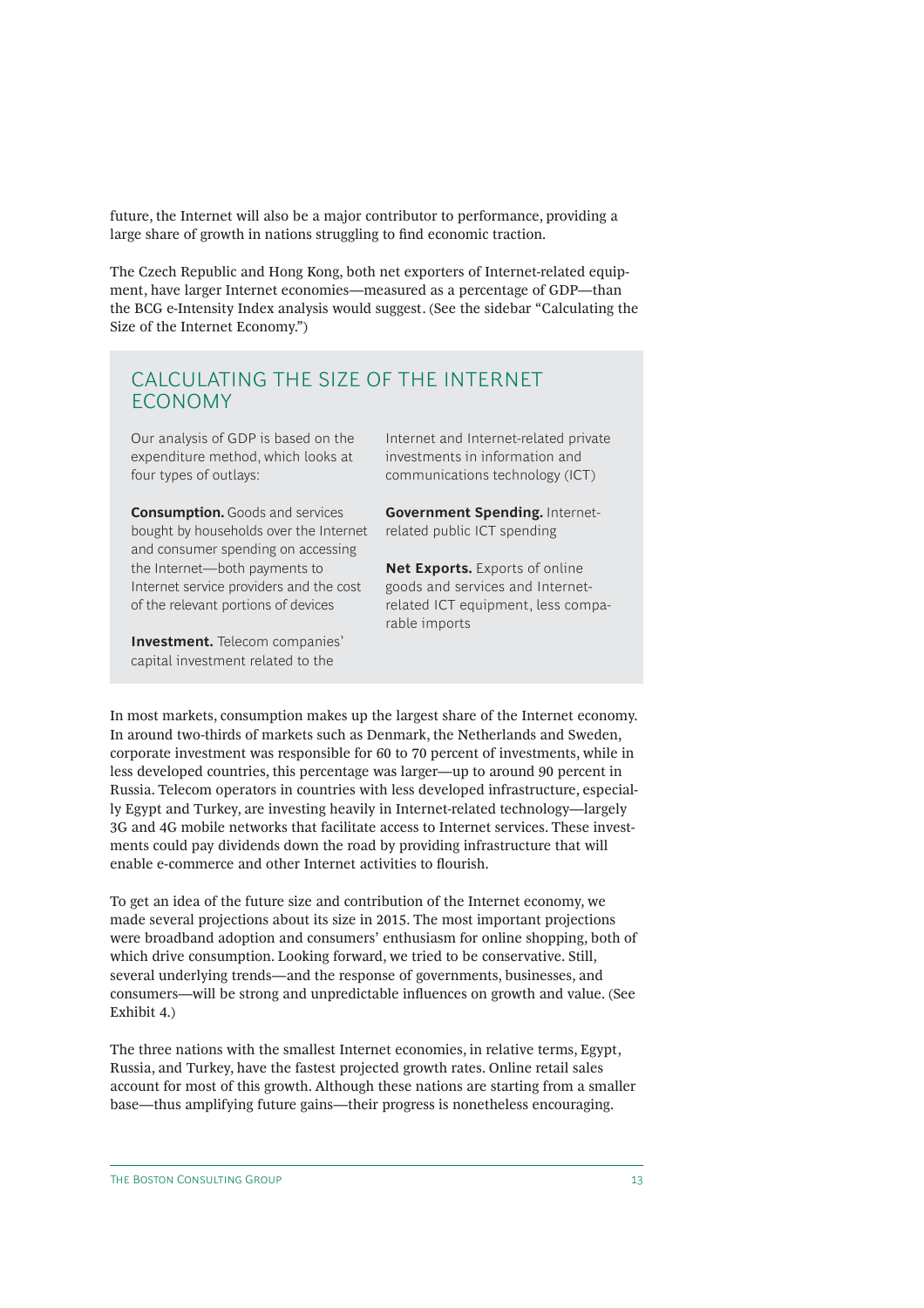future, the Internet will also be a major contributor to performance, providing a large share of growth in nations struggling to find economic traction.

The Czech Republic and Hong Kong, both net exporters of Internet-related equipment, have larger Internet economies—measured as a percentage of GDP—than the BCG e-Intensity Index analysis would suggest. (See the sidebar "Calculating the Size of the Internet Economy.")

## CALCULATING THE SIZE OF THE INTERNET ECONOMY

Our analysis of GDP is based on the expenditure method, which looks at four types of outlays:

**Consumption.** Goods and services bought by households over the Internet and consumer spending on accessing the Internet—both payments to Internet service providers and the cost of the relevant portions of devices

**Investment.** Telecom companies' capital investment related to the Internet and Internet-related private investments in information and communications technology (ICT)

**Government Spending.** Internet-related public ICT spending

**Net Exports.** Exports of online goods and services and Internet-related ICT equipment, less comparable imports

In most markets, consumption makes up the largest share of the Internet economy. In around two-thirds of markets such as Denmark, the Netherlands and Sweden, corporate investment was responsible for 60 to 70 percent of investments, while in less developed countries, this percentage was larger—up to around 90 percent in Russia. Telecom operators in countries with less developed infrastructure, especially Egypt and Turkey, are investing heavily in Internet-related technology—largely 3G and 4G mobile networks that facilitate access to Internet services. These investments could pay dividends down the road by providing infrastructure that will enable e-commerce and other Internet activities to flourish.

To get an idea of the future size and contribution of the Internet economy, we made several projections about its size in 2015. The most important projections were broadband adoption and consumers' enthusiasm for online shopping, both of which drive consumption. Looking forward, we tried to be conservative. Still, several underlying trends—and the response of governments, businesses, and consumers—will be strong and unpredictable influences on growth and value. (See Exhibit 4.)

The three nations with the smallest Internet economies, in relative terms, Egypt, Russia, and Turkey, have the fastest projected growth rates. Online retail sales account for most of this growth. Although these nations are starting from a smaller base—thus amplifying future gains—their progress is nonetheless encouraging.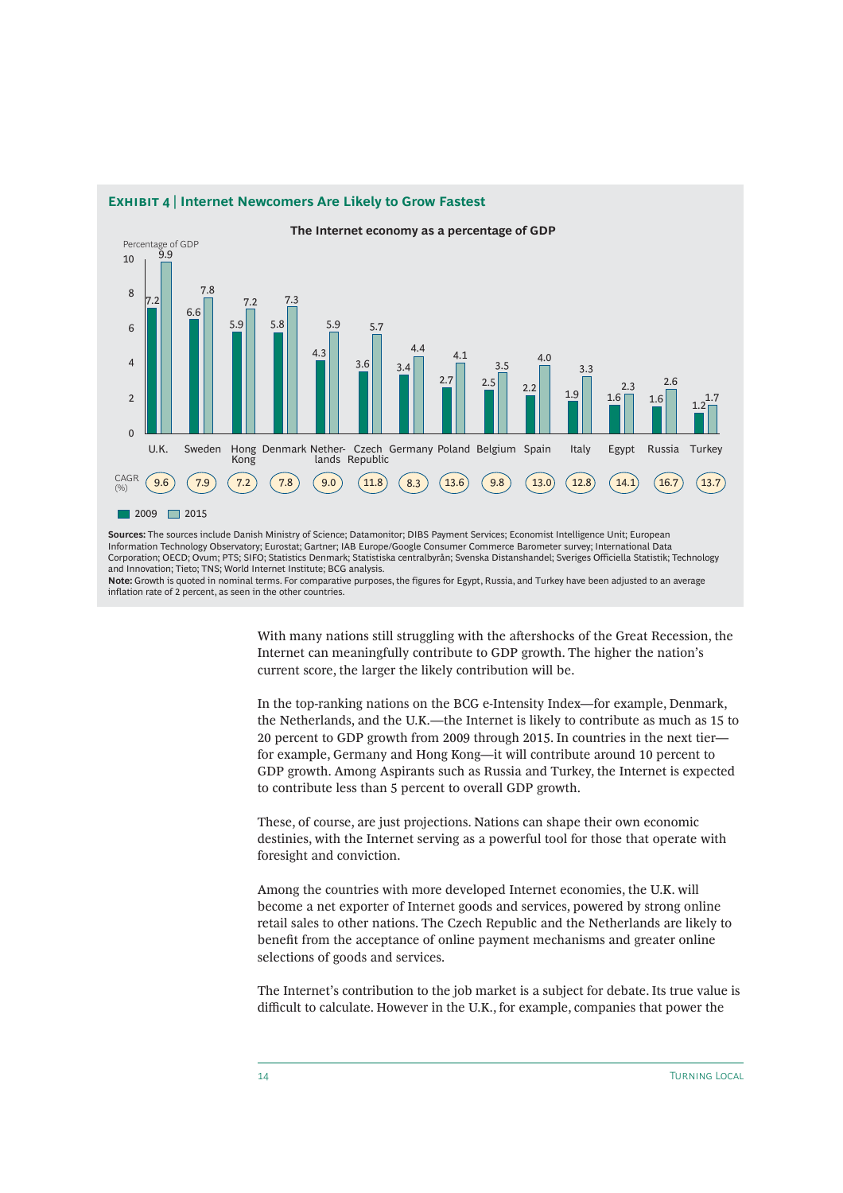**EXHIBIT 4 | Internet Newcomers Are Likely to Grow Fastest**

**The Internet economy as a percentage of GDP**

Percentage of GDP

| Country | 2009 | 2015 | CAGR (%) |
|---|---|---|---|
| U.K. | 7.2 | 9.9 | 9.6 |
| Sweden | 6.6 | 7.8 | 7.9 |
| Hong Kong | 5.9 | 7.2 | 7.2 |
| Denmark | 5.8 | 7.3 | 7.8 |
| Netherlands | 4.3 | 5.9 | 9.0 |
| Czech Republic | 3.6 | 5.7 | 11.8 |
| Germany | 3.4 | 4.4 | 8.3 |
| Poland | 2.7 | 4.1 | 13.6 |
| Belgium | 2.5 | 3.5 | 9.8 |
| Spain | 2.2 | 4.0 | 13.0 |
| Italy | 1.9 | 3.3 | 12.8 |
| Egypt | 1.6 | 2.3 | 14.1 |
| Russia | 1.6 | 2.6 | 16.7 |
| Turkey | 1.2 | 1.7 | 13.7 |

**Sources:** The sources include Danish Ministry of Science; Datamonitor; DIBS Payment Services; Economist Intelligence Unit; European Information Technology Observatory; Eurostat; Gartner; IAB Europe/Google Consumer Commerce Barometer survey; International Data Corporation; OECD; Ovum; PTS; SIFO; Statistics Denmark; Statistiska centralbyrån; Svenska Distanshandel; Sveriges Officiella Statistik; Technology and Innovation; Tieto; TNS; World Internet Institute; BCG analysis.
**Note:** Growth is quoted in nominal terms. For comparative purposes, the figures for Egypt, Russia, and Turkey have been adjusted to an average inflation rate of 2 percent, as seen in the other countries.

With many nations still struggling with the aftershocks of the Great Recession, the Internet can meaningfully contribute to GDP growth. The higher the nation's current score, the larger the likely contribution will be.

In the top-ranking nations on the BCG e-Intensity Index—for example, Denmark, the Netherlands, and the U.K.—the Internet is likely to contribute as much as 15 to 20 percent to GDP growth from 2009 through 2015. In countries in the next tier—for example, Germany and Hong Kong—it will contribute around 10 percent to GDP growth. Among Aspirants such as Russia and Turkey, the Internet is expected to contribute less than 5 percent to overall GDP growth.

These, of course, are just projections. Nations can shape their own economic destinies, with the Internet serving as a powerful tool for those that operate with foresight and conviction.

Among the countries with more developed Internet economies, the U.K. will become a net exporter of Internet goods and services, powered by strong online retail sales to other nations. The Czech Republic and the Netherlands are likely to benefit from the acceptance of online payment mechanisms and greater online selections of goods and services.

The Internet's contribution to the job market is a subject for debate. Its true value is difficult to calculate. However in the U.K., for example, companies that power the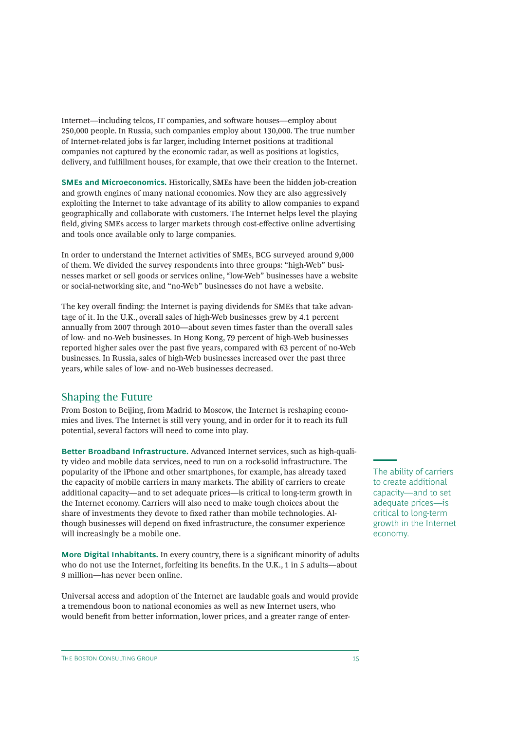Internet—including telcos, IT companies, and software houses—employ about 250,000 people. In Russia, such companies employ about 130,000. The true number of Internet-related jobs is far larger, including Internet positions at traditional companies not captured by the economic radar, as well as positions at logistics, delivery, and fulfillment houses, for example, that owe their creation to the Internet.

**SMEs and Microeconomics.** Historically, SMEs have been the hidden job-creation and growth engines of many national economies. Now they are also aggressively exploiting the Internet to take advantage of its ability to allow companies to expand geographically and collaborate with customers. The Internet helps level the playing field, giving SMEs access to larger markets through cost-effective online advertising and tools once available only to large companies.

In order to understand the Internet activities of SMEs, BCG surveyed around 9,000 of them. We divided the survey respondents into three groups: "high-Web" businesses market or sell goods or services online, "low-Web" businesses have a website or social-networking site, and "no-Web" businesses do not have a website.

The key overall finding: the Internet is paying dividends for SMEs that take advantage of it. In the U.K., overall sales of high-Web businesses grew by 4.1 percent annually from 2007 through 2010—about seven times faster than the overall sales of low- and no-Web businesses. In Hong Kong, 79 percent of high-Web businesses reported higher sales over the past five years, compared with 63 percent of no-Web businesses. In Russia, sales of high-Web businesses increased over the past three years, while sales of low- and no-Web businesses decreased.

## Shaping the Future

From Boston to Beijing, from Madrid to Moscow, the Internet is reshaping economies and lives. The Internet is still very young, and in order for it to reach its full potential, several factors will need to come into play.

**Better Broadband Infrastructure.** Advanced Internet services, such as high-quality video and mobile data services, need to run on a rock-solid infrastructure. The popularity of the iPhone and other smartphones, for example, has already taxed the capacity of mobile carriers in many markets. The ability of carriers to create additional capacity—and to set adequate prices—is critical to long-term growth in the Internet economy. Carriers will also need to make tough choices about the share of investments they devote to fixed rather than mobile technologies. Although businesses will depend on fixed infrastructure, the consumer experience will increasingly be a mobile one.

> The ability of carriers to create additional capacity—and to set adequate prices—is critical to long-term growth in the Internet economy.

**More Digital Inhabitants.** In every country, there is a significant minority of adults who do not use the Internet, forfeiting its benefits. In the U.K., 1 in 5 adults—about 9 million—has never been online.

Universal access and adoption of the Internet are laudable goals and would provide a tremendous boon to national economies as well as new Internet users, who would benefit from better information, lower prices, and a greater range of enter-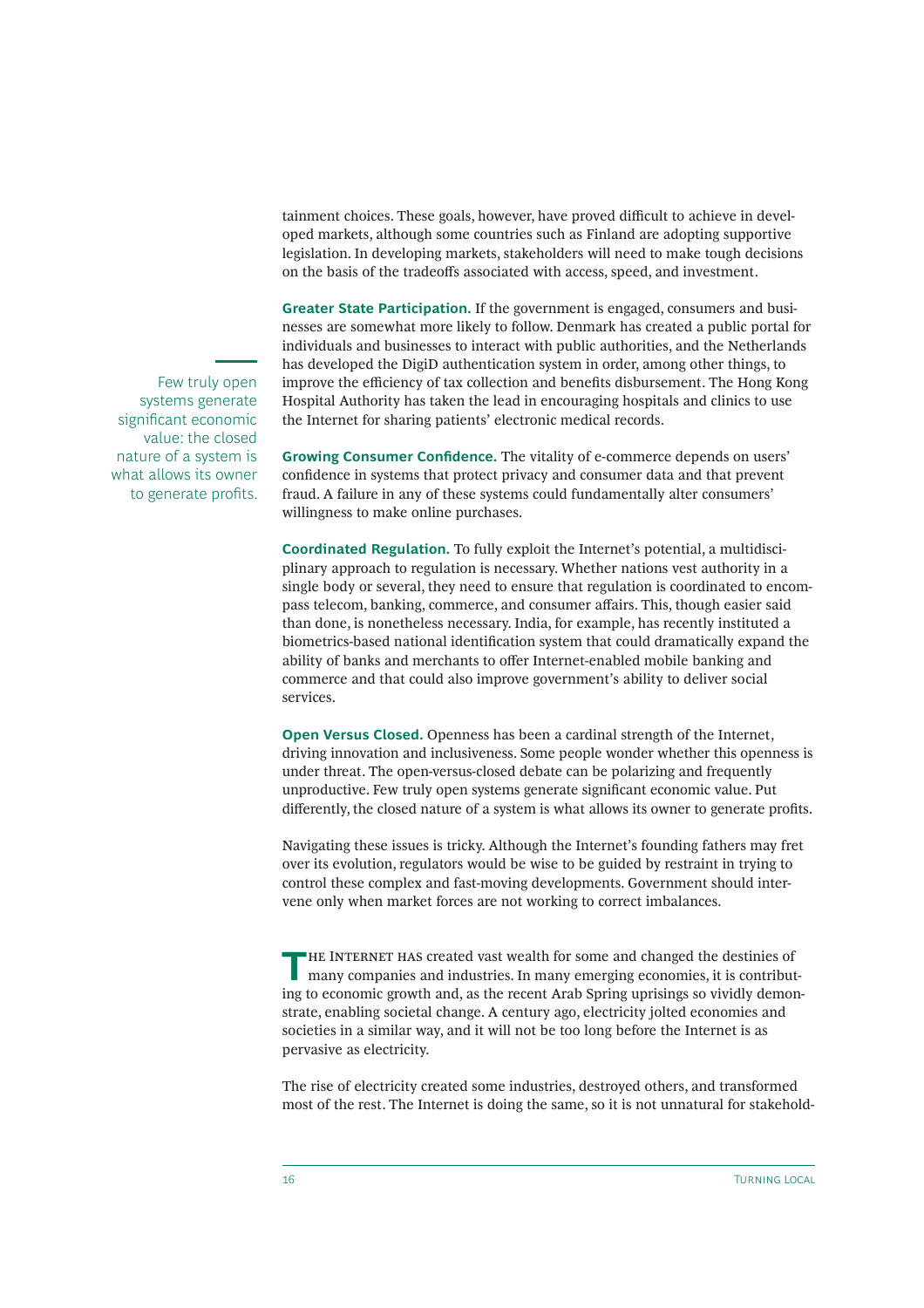tainment choices. These goals, however, have proved difficult to achieve in developed markets, although some countries such as Finland are adopting supportive legislation. In developing markets, stakeholders will need to make tough decisions on the basis of the tradeoffs associated with access, speed, and investment.

**Greater State Participation.** If the government is engaged, consumers and businesses are somewhat more likely to follow. Denmark has created a public portal for individuals and businesses to interact with public authorities, and the Netherlands has developed the DigiD authentication system in order, among other things, to improve the efficiency of tax collection and benefits disbursement. The Hong Kong Hospital Authority has taken the lead in encouraging hospitals and clinics to use the Internet for sharing patients' electronic medical records.

> Few truly open systems generate significant economic value: the closed nature of a system is what allows its owner to generate profits.

**Growing Consumer Confidence.** The vitality of e-commerce depends on users' confidence in systems that protect privacy and consumer data and that prevent fraud. A failure in any of these systems could fundamentally alter consumers' willingness to make online purchases.

**Coordinated Regulation.** To fully exploit the Internet's potential, a multidisciplinary approach to regulation is necessary. Whether nations vest authority in a single body or several, they need to ensure that regulation is coordinated to encompass telecom, banking, commerce, and consumer affairs. This, though easier said than done, is nonetheless necessary. India, for example, has recently instituted a biometrics-based national identification system that could dramatically expand the ability of banks and merchants to offer Internet-enabled mobile banking and commerce and that could also improve government's ability to deliver social services.

**Open Versus Closed.** Openness has been a cardinal strength of the Internet, driving innovation and inclusiveness. Some people wonder whether this openness is under threat. The open-versus-closed debate can be polarizing and frequently unproductive. Few truly open systems generate significant economic value. Put differently, the closed nature of a system is what allows its owner to generate profits.

Navigating these issues is tricky. Although the Internet's founding fathers may fret over its evolution, regulators would be wise to be guided by restraint in trying to control these complex and fast-moving developments. Government should intervene only when market forces are not working to correct imbalances.

The Internet has created vast wealth for some and changed the destinies of many companies and industries. In many emerging economies, it is contributing to economic growth and, as the recent Arab Spring uprisings so vividly demonstrate, enabling societal change. A century ago, electricity jolted economies and societies in a similar way, and it will not be too long before the Internet is as pervasive as electricity.

The rise of electricity created some industries, destroyed others, and transformed most of the rest. The Internet is doing the same, so it is not unnatural for stakehold-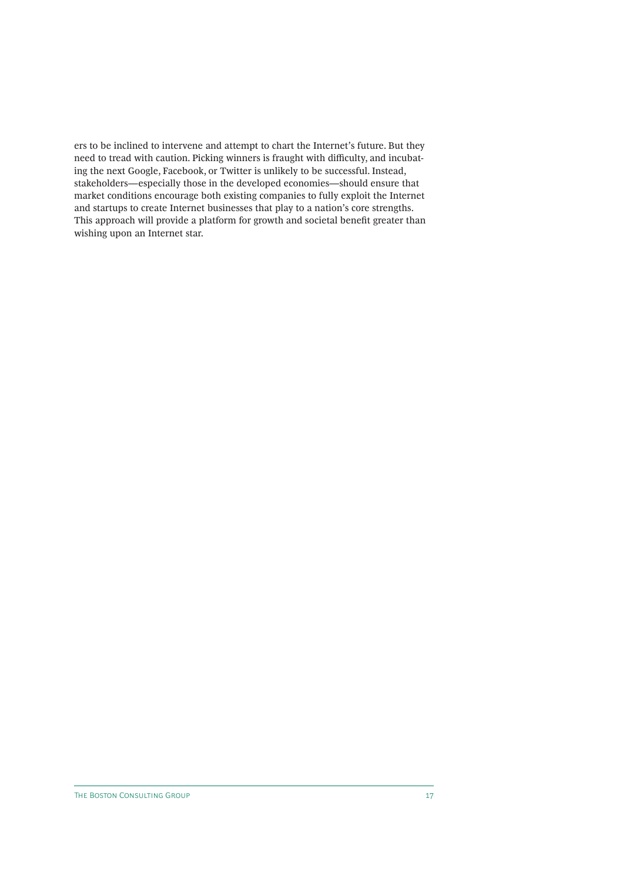ers to be inclined to intervene and attempt to chart the Internet's future. But they need to tread with caution. Picking winners is fraught with difficulty, and incubating the next Google, Facebook, or Twitter is unlikely to be successful. Instead, stakeholders—especially those in the developed economies—should ensure that market conditions encourage both existing companies to fully exploit the Internet and startups to create Internet businesses that play to a nation's core strengths. This approach will provide a platform for growth and societal benefit greater than wishing upon an Internet star.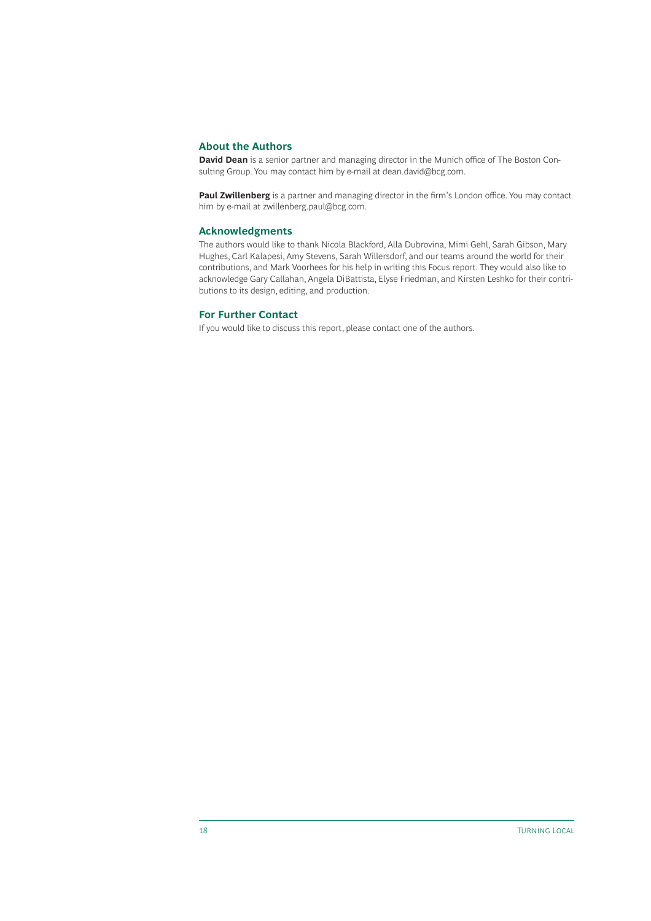## About the Authors

**David Dean** is a senior partner and managing director in the Munich office of The Boston Consulting Group. You may contact him by e-mail at dean.david@bcg.com.

**Paul Zwillenberg** is a partner and managing director in the firm's London office. You may contact him by e-mail at zwillenberg.paul@bcg.com.

## Acknowledgments

The authors would like to thank Nicola Blackford, Alla Dubrovina, Mimi Gehl, Sarah Gibson, Mary Hughes, Carl Kalapesi, Amy Stevens, Sarah Willersdorf, and our teams around the world for their contributions, and Mark Voorhees for his help in writing this Focus report. They would also like to acknowledge Gary Callahan, Angela DiBattista, Elyse Friedman, and Kirsten Leshko for their contributions to its design, editing, and production.

## For Further Contact

If you would like to discuss this report, please contact one of the authors.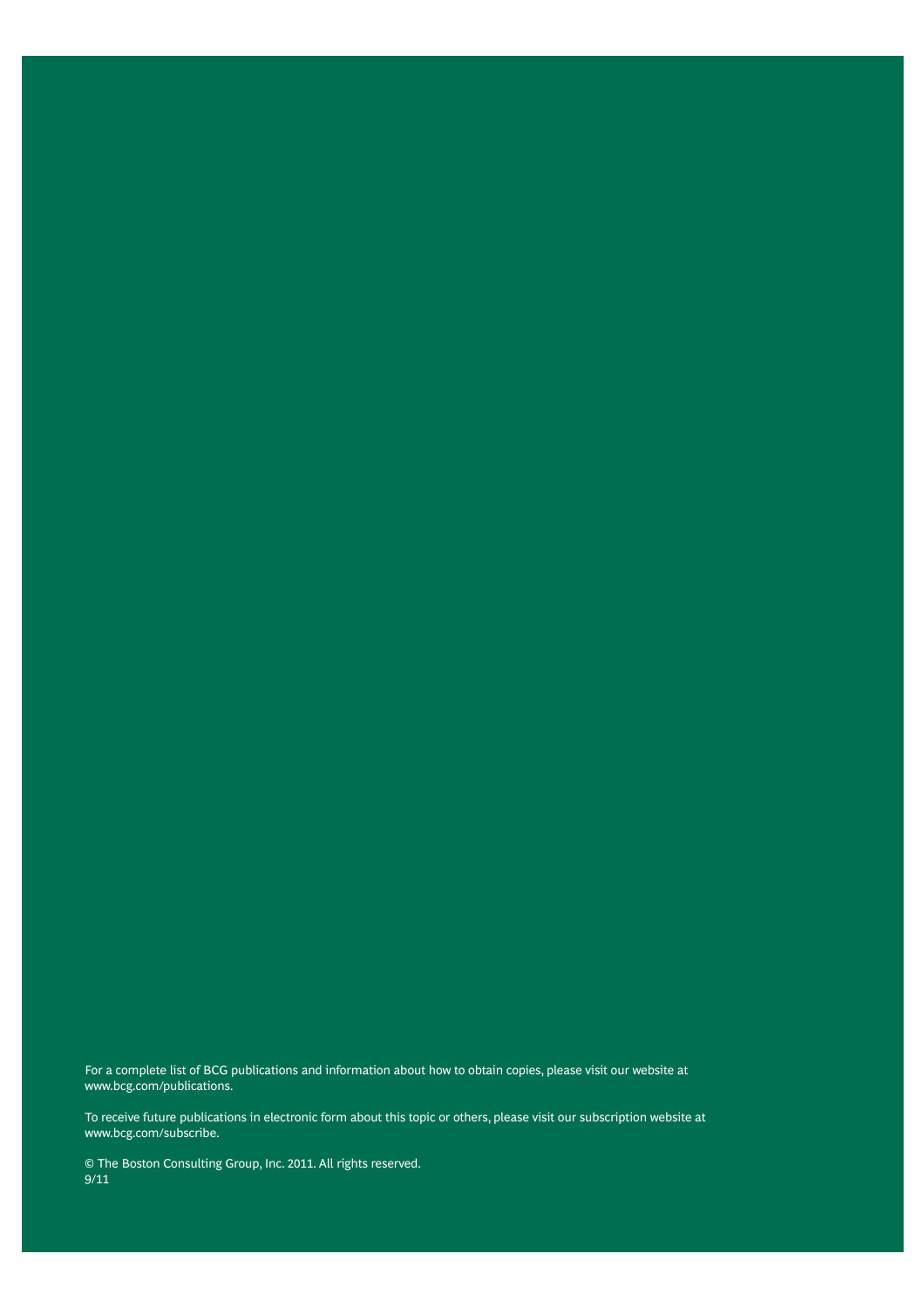For a complete list of BCG publications and information about how to obtain copies, please visit our website at www.bcg.com/publications.

To receive future publications in electronic form about this topic or others, please visit our subscription website at www.bcg.com/subscribe.

© The Boston Consulting Group, Inc. 2011. All rights reserved.
9/11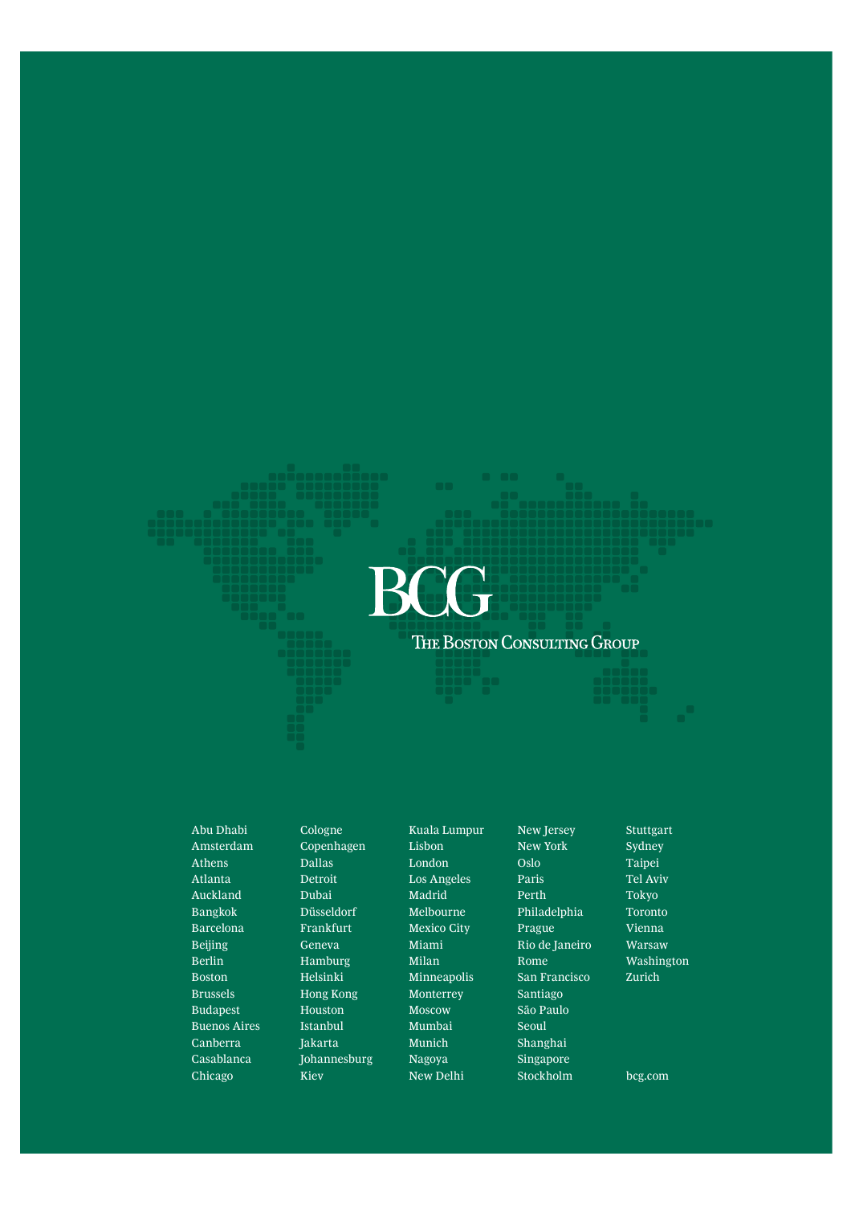BCG

THE BOSTON CONSULTING GROUP

Abu Dhabi
Amsterdam
Athens
Atlanta
Auckland
Bangkok
Barcelona
Beijing
Berlin
Boston
Brussels
Budapest
Buenos Aires
Canberra
Casablanca
Chicago
Cologne
Copenhagen
Dallas
Detroit
Dubai
Düsseldorf
Frankfurt
Geneva
Hamburg
Helsinki
Hong Kong
Houston
Istanbul
Jakarta
Johannesburg
Kiev
Kuala Lumpur
Lisbon
London
Los Angeles
Madrid
Melbourne
Mexico City
Miami
Milan
Minneapolis
Monterrey
Moscow
Mumbai
Munich
Nagoya
New Delhi
New Jersey
New York
Oslo
Paris
Perth
Philadelphia
Prague
Rio de Janeiro
Rome
San Francisco
Santiago
São Paulo
Seoul
Shanghai
Singapore
Stockholm
Stuttgart
Sydney
Taipei
Tel Aviv
Tokyo
Toronto
Vienna
Warsaw
Washington
Zurich

bcg.com